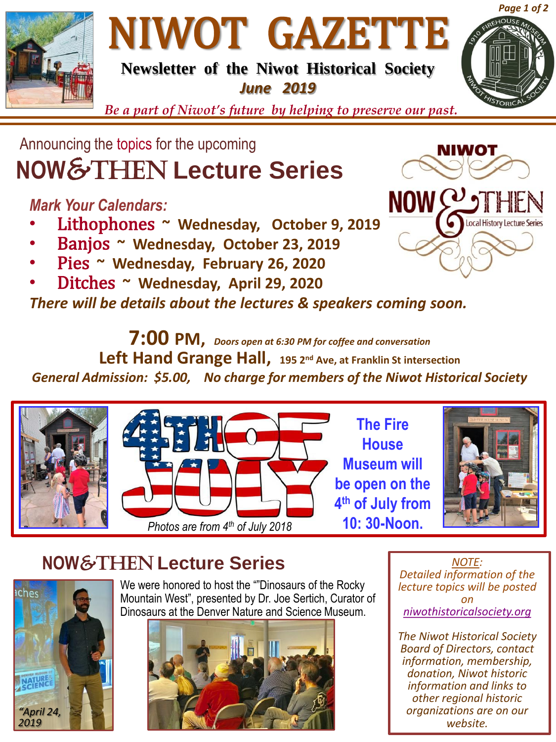# NIWOT GAZETTE

**Newsletter of the Niwot Historical Society**

***June 2019***

*Be a part of Niwot's future by helping to preserve our past.*

Announcing the topics for the upcoming

## NOW&THEN Lecture Series

***Mark Your Calendars:***

- Lithophones ~ **Wednesday, October 9, 2019**
- Banjos ~ **Wednesday, October 23, 2019**
- Pies ~ **Wednesday, February 26, 2020**
- Ditches ~ **Wednesday, April 29, 2020**

***There will be details about the lectures & speakers coming soon.***

**7:00 PM,** ***Doors open at 6:30 PM for coffee and conversation***

**Left Hand Grange Hall, 195 2nd Ave, at Franklin St intersection**

***General Admission: $5.00, No charge for members of the Niwot Historical Society***

4TH OF JULY

**The Fire House Museum will be open on the 4th of July from 10: 30-Noon.**

*Photos are from 4th of July 2018*

## NOW&THEN Lecture Series

We were honored to host the ""Dinosaurs of the Rocky Mountain West", presented by Dr. Joe Sertich, Curator of Dinosaurs at the Denver Nature and Science Museum.

*"April 24, 2019*

*NOTE:*
*Detailed information of the lecture topics will be posted on niwothistoricalsociety.org*

*The Niwot Historical Society Board of Directors, contact information, membership, donation, Niwot historic information and links to other regional historic organizations are on our website.*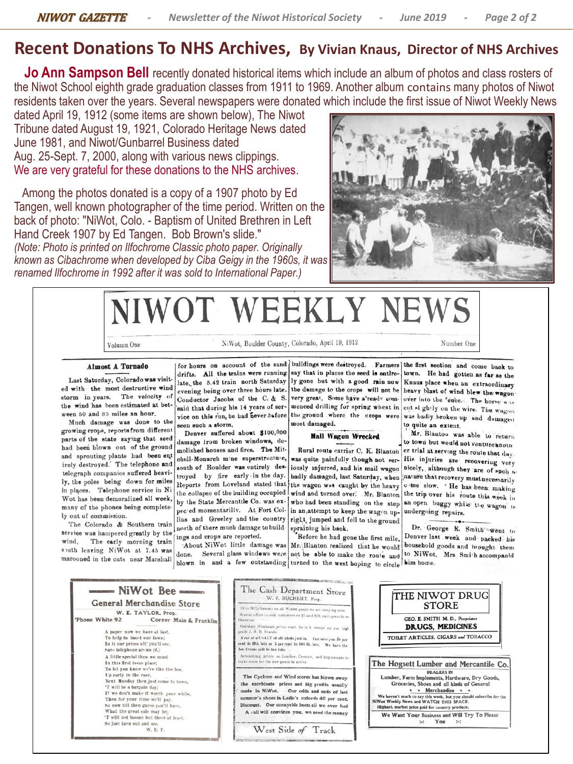# Recent Donations To NHS Archives, By Vivian Knaus, Director of NHS Archives

**Jo Ann Sampson Bell** recently donated historical items which include an album of photos and class rosters of the Niwot School eighth grade graduation classes from 1911 to 1969. Another album contains many photos of Niwot residents taken over the years. Several newspapers were donated which include the first issue of Niwot Weekly News dated April 19, 1912 (some items are shown below), The Niwot Tribune dated August 19, 1921, Colorado Heritage News dated June 1981, and Niwot/Gunbarrel Business dated Aug. 25-Sept. 7, 2000, along with various news clippings. We are very grateful for these donations to the NHS archives.

Among the photos donated is a copy of a 1907 photo by Ed Tangen, well known photographer of the time period. Written on the back of photo: "NiWot, Colo. - Baptism of United Brethren in Left Hand Creek 1907 by Ed Tangen. Bob Brown's slide."

*(Note: Photo is printed on Ilfochrome Classic photo paper. Originally known as Cibachrome when developed by Ciba Geigy in the 1960s, it was renamed Ilfochrome in 1992 after it was sold to International Paper.)*

# NIWOT WEEKLY NEWS

Volumn One — NiWot, Boulder County, Colorado, April 19, 1912 — Number One

### Almost A Tornado

Last Saturday, Colorado was visited with the most destructive wind storm in years. The velocity of the wind has been estimated at between 50 and 85 miles an hour.

Much damage was done to the growing crops, reports from different parts of the state saying that seed had been blown out of the ground and sprouting plants had been entirely destroyed. The telephone and telegraph companies suffered heavily, the poles being down for miles in places. Telephone service in NiWot has been demoralized all week, many of the phones being completely out of commission.

The Colorado & Southern train service was hampered greatly by the wind. The early morning train south leaving NiWot at 7.45 was marooned in the cuts near Marshall for hours on account of the sand drifts. All the trains were running late, the 5.42 train north Saturday evening being over three hours late. Conductor Jacobs of the C. & S. said that during his 14 years of service on this run, he had never before seen such a storm.

Denver suffered about $100,000 damage from broken windows, demolished houses and fires. The Mitchell-Monarch mine superstructure, south of Boulder was entirely destroyed by fire early in the day. Reports from Loveland stated that the collapse of the building occupied by the State Mercantile Co. was expected momentarilly. At Fort Collins and Greeley and the country north of there much damage to buildings and crops are reported.

About NiWot little damage was done. Several glass windows were blown in and a few outstanding buildings were destroyed. Farmers say that in places the seed is entirely gone but with a good rain now the damage to the crops will not be very great. Some have already commenced drilling for spring wheat in the ground where the crops were most damaged.

### Mail Wagon Wrecked

Rural route carrier C. K. Blanton was quite painfully though not seriously injurred, and his mail wagon badly damaged, last Saturday, when the wagon was caught by the heavy wind and turned over. Mr. Blanton who had been standing on the step in an attempt to keep the wagon upright, jumped and fell to the ground spraining his back.

Before he had gone the first mile, Mr. Blanton realized that he would not be able to make the route and turned to the west hoping to circle the first section and come back to town. He had gotten as far as the Knaus place when an extraordinary heavy blast of wind blew the wagon over into the fence. The horse was cut slightly on the wire. The wagon was badly broken up and damaged to quite an extent.

Mr. Blanton was able to return to town but would not venture another trial at serving the route that day. His injuries are recovering very nicely, although they are of such a nature that recovery must necessarily come slow. He has been making the trip over his route this week in an open buggy while the wagon is undergoing repairs.

Dr. George E. Smith went to Denver last week and packed his household goods and brought them to NiWot. Mrs Smith accompanid him home.

---

**NiWot Bee**
**General Merchandise Store**
W. E. TAYLOR, Prop.
'Phone White 92 — Corner Main & Franklin

A paper now we have at last.
To help to boost our town;
In it our prices oft' you'll see,
Save telephone and run (d.)
A little special then we must
In this first issue place;
To let you know we're like the bee,
Up early in the race.
Next Monday then just come to town,
'T will be a bargain day;
If we don't make it worth your while,
Then for your time we'll pay.
So now till then guess you'll have,
What the great sale may be;
'T will not boone but three at least.
So just turn out and see.
W. E. T.

---

**The Cash Department Store**
W. F. BUCHERT, Prop.

10 to 50% discount on all Winter goods we are carrying over.
Special offers to cash customers on $5 and $10, and upwards on Groceries.
Ordinary Wholesale prices wont be in it except on our high grade J. S. B. Brands.
A car of all SALT of all kinds just in. Can save you 10 per cent in 100 lb. lots or 5 per cent in 100 lb. lots. We have the Ice Cream salt in ten lots.
Astonishing prices on Lumber, Cement, and Implements to make room for the new goods to arrive.

The Cyclone and Wind storm has blown away the exorbitant prices and big profits usually made in NiWot. Our odds and ends of last summer's shoes in Ladie's oxfords 40 per cent. Discount. Our sunnyside beets all we ever had A call will convince you, we need the money

West Side of Track

---

**THE NIWOT DRUG STORE**
GEO. E. SMITH M. D., Proprietor
**DRUGS, MEDICINES**
TOILET ARTICLES, CIGARS and TOBACCO

---

**The Hogsett Lumber and Mercantile Co.**
DEALERS IN
Lumber, Farm Implements, Hardware, Dry Goods, Groceries, Shoes and all kinds of General Merchandise
We haven't much to say this week, but you should subscribe for the NiWot Weekly News and WATCH THIS SPACE.
Highest market price paid for country produce.
We Want Your Business and Will Try To Please You